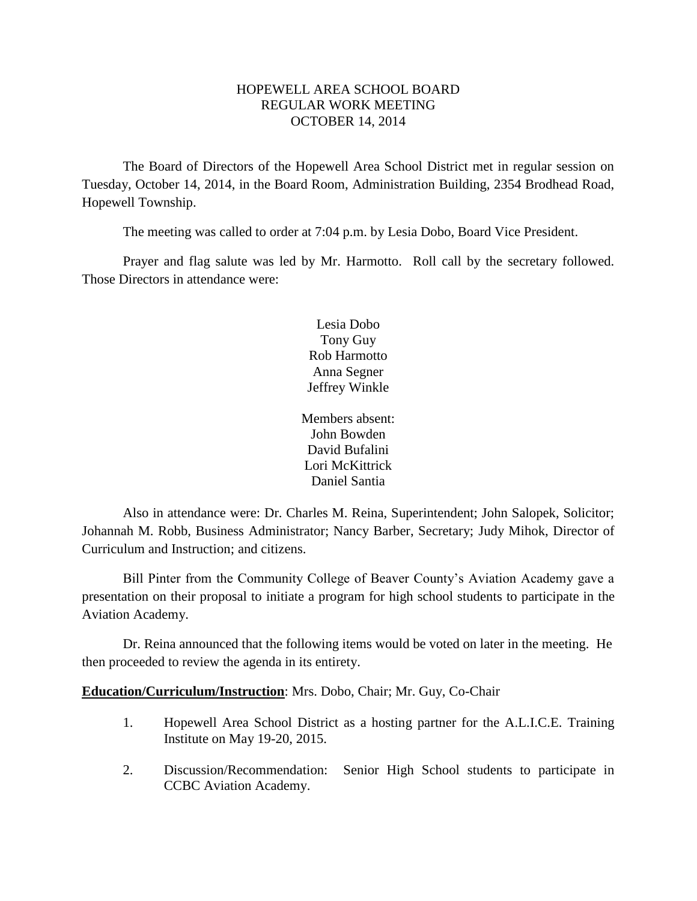# HOPEWELL AREA SCHOOL BOARD
## REGULAR WORK MEETING
## OCTOBER 14, 2014

The Board of Directors of the Hopewell Area School District met in regular session on Tuesday, October 14, 2014, in the Board Room, Administration Building, 2354 Brodhead Road, Hopewell Township.

The meeting was called to order at 7:04 p.m. by Lesia Dobo, Board Vice President.

Prayer and flag salute was led by Mr. Harmotto. Roll call by the secretary followed. Those Directors in attendance were:

Lesia Dobo
Tony Guy
Rob Harmotto
Anna Segner
Jeffrey Winkle

Members absent:
John Bowden
David Bufalini
Lori McKittrick
Daniel Santia

Also in attendance were: Dr. Charles M. Reina, Superintendent; John Salopek, Solicitor; Johannah M. Robb, Business Administrator; Nancy Barber, Secretary; Judy Mihok, Director of Curriculum and Instruction; and citizens.

Bill Pinter from the Community College of Beaver County's Aviation Academy gave a presentation on their proposal to initiate a program for high school students to participate in the Aviation Academy.

Dr. Reina announced that the following items would be voted on later in the meeting. He then proceeded to review the agenda in its entirety.

**Education/Curriculum/Instruction**: Mrs. Dobo, Chair; Mr. Guy, Co-Chair

1. Hopewell Area School District as a hosting partner for the A.L.I.C.E. Training Institute on May 19-20, 2015.

2. Discussion/Recommendation: Senior High School students to participate in CCBC Aviation Academy.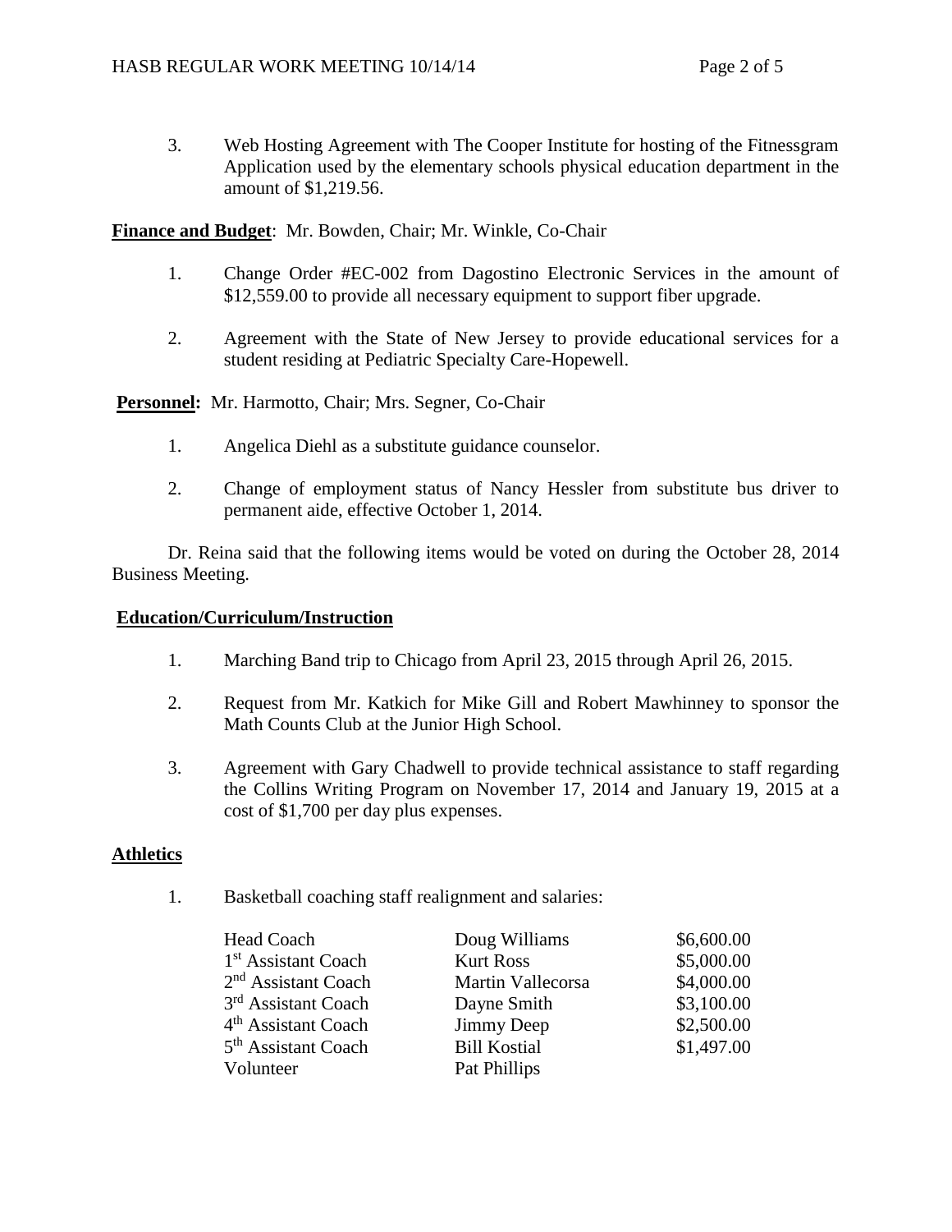3. Web Hosting Agreement with The Cooper Institute for hosting of the Fitnessgram Application used by the elementary schools physical education department in the amount of $1,219.56.

**<u>Finance and Budget</u>**: Mr. Bowden, Chair; Mr. Winkle, Co-Chair

1. Change Order #EC-002 from Dagostino Electronic Services in the amount of $12,559.00 to provide all necessary equipment to support fiber upgrade.

2. Agreement with the State of New Jersey to provide educational services for a student residing at Pediatric Specialty Care-Hopewell.

**<u>Personnel:</u>** Mr. Harmotto, Chair; Mrs. Segner, Co-Chair

1. Angelica Diehl as a substitute guidance counselor.

2. Change of employment status of Nancy Hessler from substitute bus driver to permanent aide, effective October 1, 2014.

Dr. Reina said that the following items would be voted on during the October 28, 2014 Business Meeting.

**<u>Education/Curriculum/Instruction</u>**

1. Marching Band trip to Chicago from April 23, 2015 through April 26, 2015.

2. Request from Mr. Katkich for Mike Gill and Robert Mawhinney to sponsor the Math Counts Club at the Junior High School.

3. Agreement with Gary Chadwell to provide technical assistance to staff regarding the Collins Writing Program on November 17, 2014 and January 19, 2015 at a cost of $1,700 per day plus expenses.

**<u>Athletics</u>**

1. Basketball coaching staff realignment and salaries:

| | | |
|---|---|---|
| Head Coach | Doug Williams | $6,600.00 |
| 1st Assistant Coach | Kurt Ross | $5,000.00 |
| 2nd Assistant Coach | Martin Vallecorsa | $4,000.00 |
| 3rd Assistant Coach | Dayne Smith | $3,100.00 |
| 4th Assistant Coach | Jimmy Deep | $2,500.00 |
| 5th Assistant Coach | Bill Kostial | $1,497.00 |
| Volunteer | Pat Phillips | |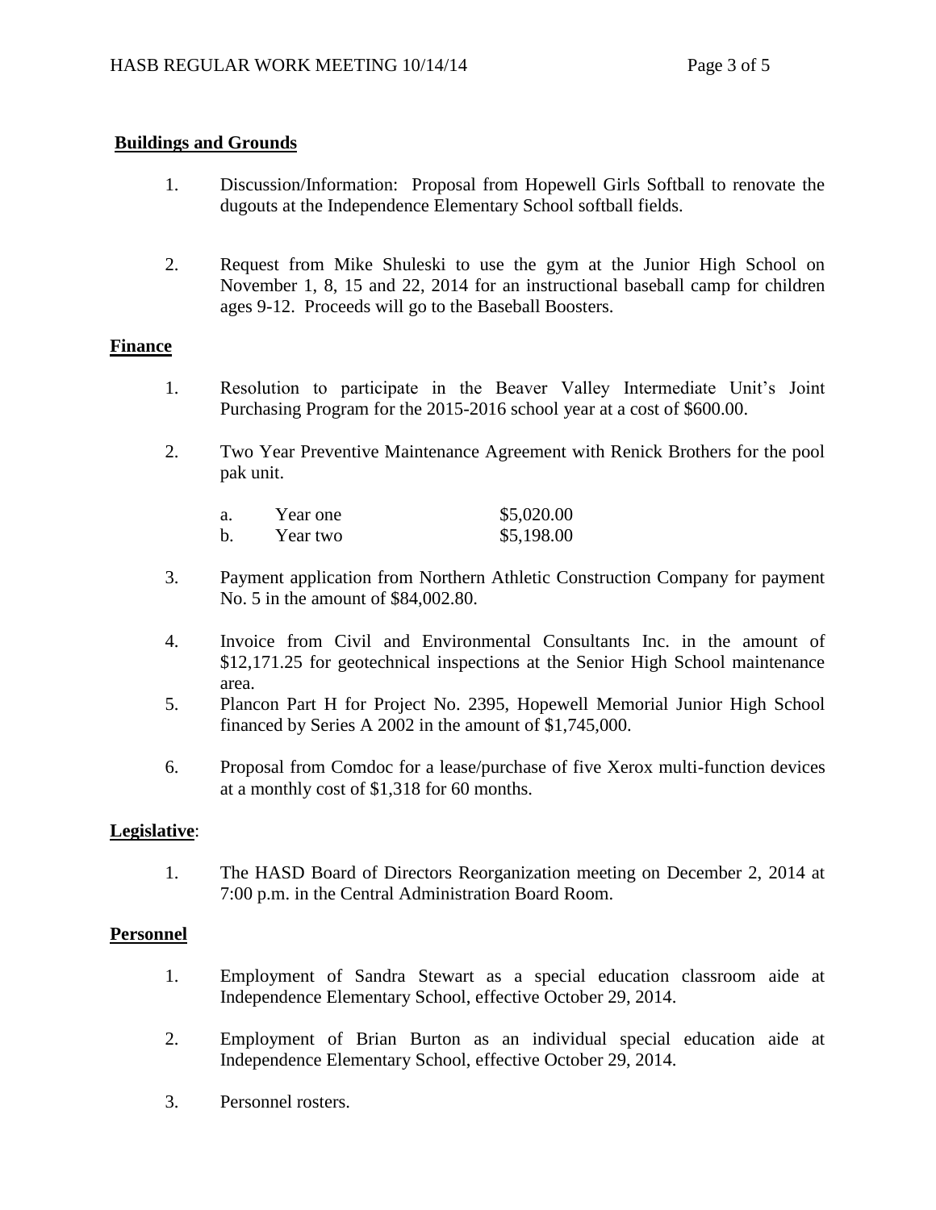**Buildings and Grounds**

1. Discussion/Information: Proposal from Hopewell Girls Softball to renovate the dugouts at the Independence Elementary School softball fields.

2. Request from Mike Shuleski to use the gym at the Junior High School on November 1, 8, 15 and 22, 2014 for an instructional baseball camp for children ages 9-12. Proceeds will go to the Baseball Boosters.

**Finance**

1. Resolution to participate in the Beaver Valley Intermediate Unit's Joint Purchasing Program for the 2015-2016 school year at a cost of $600.00.

2. Two Year Preventive Maintenance Agreement with Renick Brothers for the pool pak unit.

   a. Year one $5,020.00
   b. Year two $5,198.00

3. Payment application from Northern Athletic Construction Company for payment No. 5 in the amount of $84,002.80.

4. Invoice from Civil and Environmental Consultants Inc. in the amount of $12,171.25 for geotechnical inspections at the Senior High School maintenance area.

5. Plancon Part H for Project No. 2395, Hopewell Memorial Junior High School financed by Series A 2002 in the amount of $1,745,000.

6. Proposal from Comdoc for a lease/purchase of five Xerox multi-function devices at a monthly cost of $1,318 for 60 months.

**Legislative**:

1. The HASD Board of Directors Reorganization meeting on December 2, 2014 at 7:00 p.m. in the Central Administration Board Room.

**Personnel**

1. Employment of Sandra Stewart as a special education classroom aide at Independence Elementary School, effective October 29, 2014.

2. Employment of Brian Burton as an individual special education aide at Independence Elementary School, effective October 29, 2014.

3. Personnel rosters.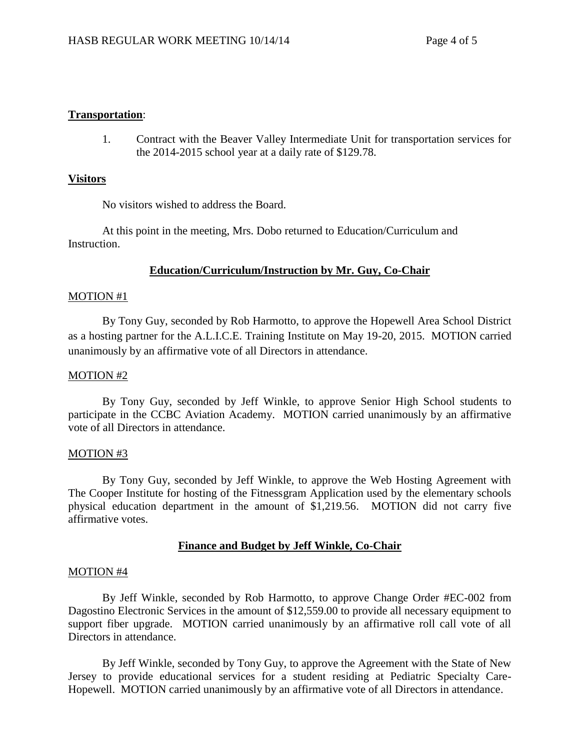**Transportation**:

1. Contract with the Beaver Valley Intermediate Unit for transportation services for the 2014-2015 school year at a daily rate of $129.78.

**Visitors**

No visitors wished to address the Board.

At this point in the meeting, Mrs. Dobo returned to Education/Curriculum and Instruction.

**Education/Curriculum/Instruction by Mr. Guy, Co-Chair**

MOTION #1

By Tony Guy, seconded by Rob Harmotto, to approve the Hopewell Area School District as a hosting partner for the A.L.I.C.E. Training Institute on May 19-20, 2015. MOTION carried unanimously by an affirmative vote of all Directors in attendance.

MOTION #2

By Tony Guy, seconded by Jeff Winkle, to approve Senior High School students to participate in the CCBC Aviation Academy. MOTION carried unanimously by an affirmative vote of all Directors in attendance.

MOTION #3

By Tony Guy, seconded by Jeff Winkle, to approve the Web Hosting Agreement with The Cooper Institute for hosting of the Fitnessgram Application used by the elementary schools physical education department in the amount of $1,219.56. MOTION did not carry five affirmative votes.

**Finance and Budget by Jeff Winkle, Co-Chair**

MOTION #4

By Jeff Winkle, seconded by Rob Harmotto, to approve Change Order #EC-002 from Dagostino Electronic Services in the amount of $12,559.00 to provide all necessary equipment to support fiber upgrade. MOTION carried unanimously by an affirmative roll call vote of all Directors in attendance.

By Jeff Winkle, seconded by Tony Guy, to approve the Agreement with the State of New Jersey to provide educational services for a student residing at Pediatric Specialty Care-Hopewell. MOTION carried unanimously by an affirmative vote of all Directors in attendance.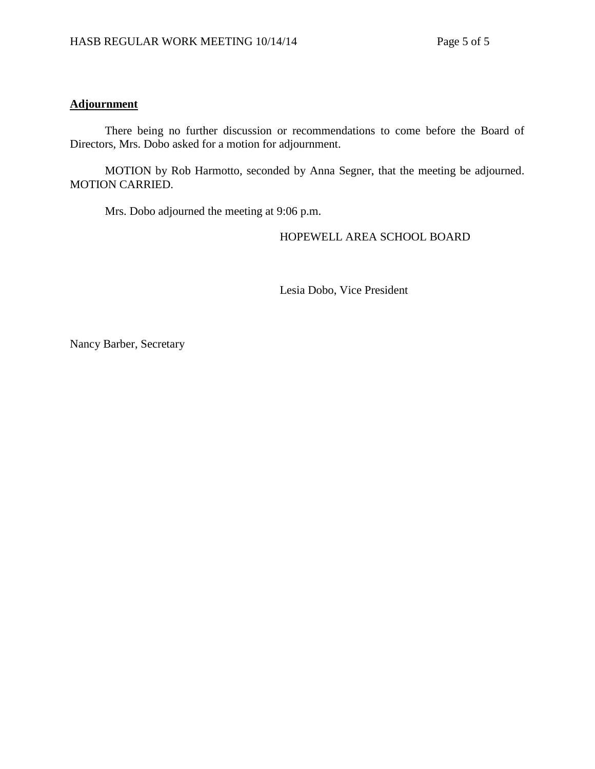**Adjournment**

There being no further discussion or recommendations to come before the Board of Directors, Mrs. Dobo asked for a motion for adjournment.

MOTION by Rob Harmotto, seconded by Anna Segner, that the meeting be adjourned. MOTION CARRIED.

Mrs. Dobo adjourned the meeting at 9:06 p.m.

HOPEWELL AREA SCHOOL BOARD

Lesia Dobo, Vice President

Nancy Barber, Secretary